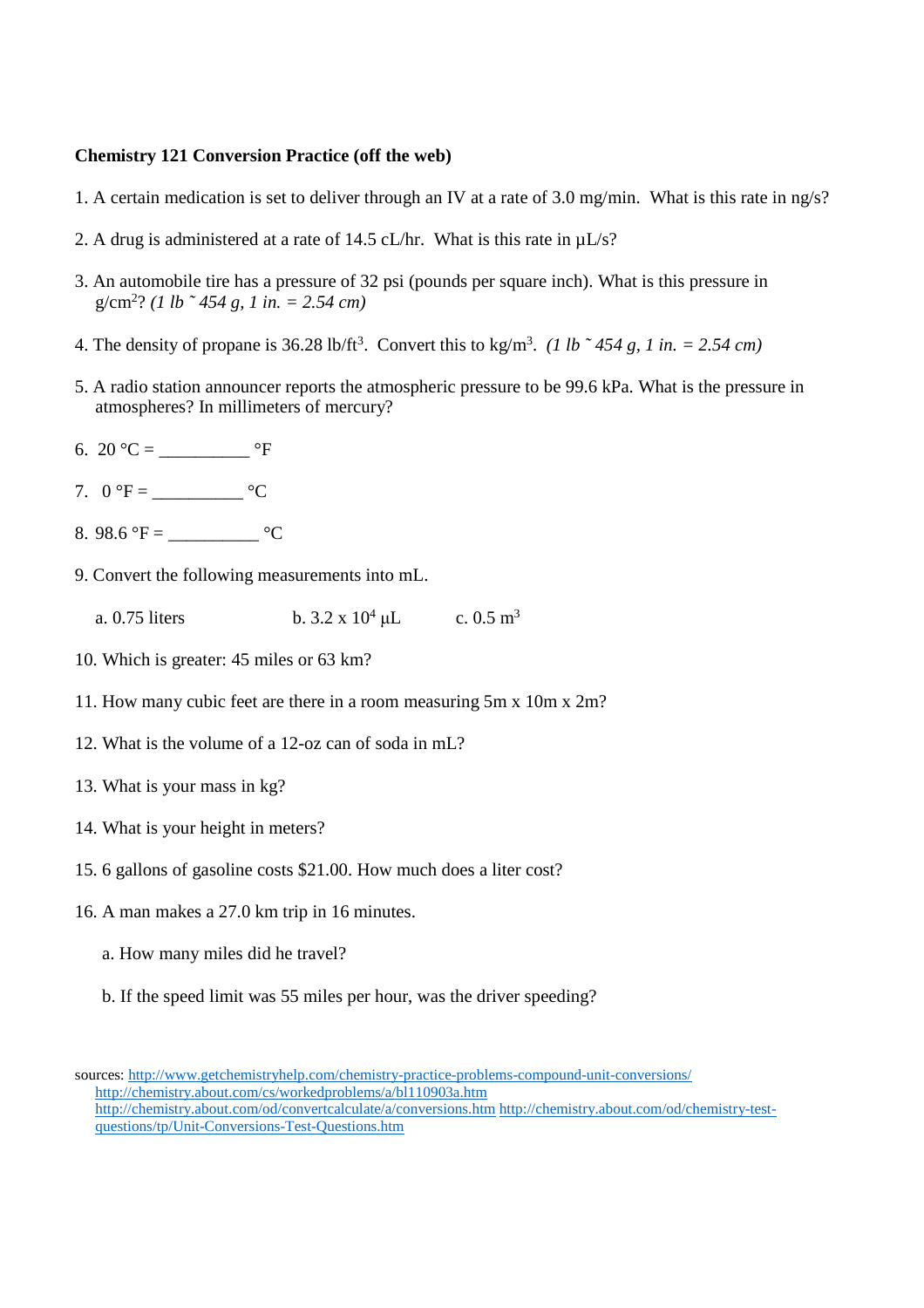**Chemistry 121 Conversion Practice (off the web)**

1. A certain medication is set to deliver through an IV at a rate of 3.0 mg/min. What is this rate in ng/s?

2. A drug is administered at a rate of 14.5 cL/hr. What is this rate in μL/s?

3. An automobile tire has a pressure of 32 psi (pounds per square inch). What is this pressure in $g/cm^2$? *(1 lb ˜ 454 g, 1 in. = 2.54 cm)*

4. The density of propane is 36.28 $lb/ft^3$. Convert this to $kg/m^3$. *(1 lb ˜ 454 g, 1 in. = 2.54 cm)*

5. A radio station announcer reports the atmospheric pressure to be 99.6 kPa. What is the pressure in atmospheres? In millimeters of mercury?

6. 20 °C = __________ °F

7. 0 °F = __________ °C

8. 98.6 °F = __________ °C

9. Convert the following measurements into mL.

   a. 0.75 liters  b. $3.2 \times 10^4$ μL  c. 0.5 $m^3$

10. Which is greater: 45 miles or 63 km?

11. How many cubic feet are there in a room measuring 5m x 10m x 2m?

12. What is the volume of a 12-oz can of soda in mL?

13. What is your mass in kg?

14. What is your height in meters?

15. 6 gallons of gasoline costs $21.00. How much does a liter cost?

16. A man makes a 27.0 km trip in 16 minutes.

    a. How many miles did he travel?

    b. If the speed limit was 55 miles per hour, was the driver speeding?

sources: http://www.getchemistryhelp.com/chemistry-practice-problems-compound-unit-conversions/
http://chemistry.about.com/cs/workedproblems/a/bl110903a.htm
http://chemistry.about.com/od/convertcalculate/a/conversions.htm http://chemistry.about.com/od/chemistry-test-questions/tp/Unit-Conversions-Test-Questions.htm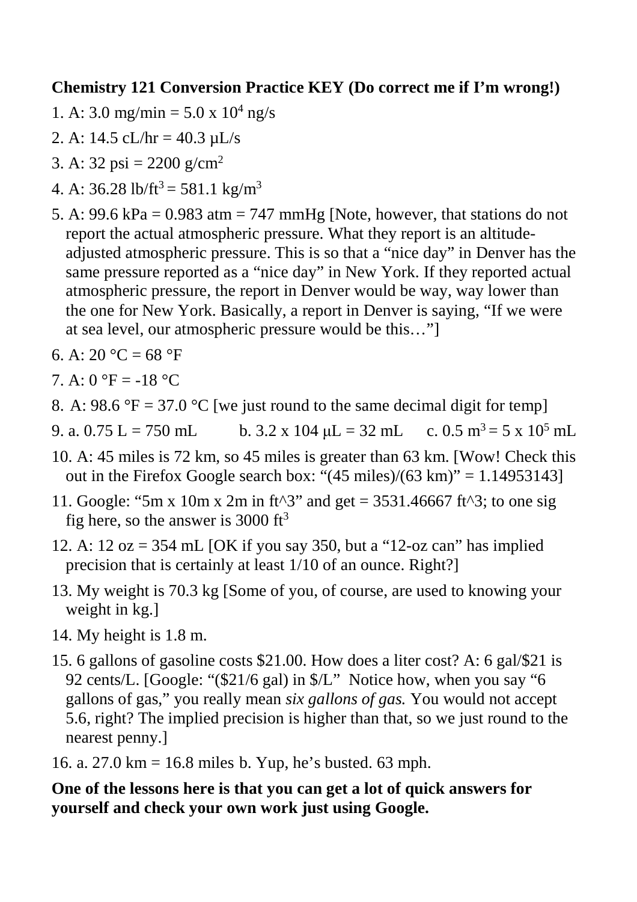**Chemistry 121 Conversion Practice KEY (Do correct me if I'm wrong!)**

1. A: 3.0 mg/min = $5.0 \times 10^4$ ng/s

2. A: 14.5 cL/hr = 40.3 µL/s

3. A: 32 psi = 2200 g/cm$^2$

4. A: 36.28 lb/ft$^3$ = 581.1 kg/m$^3$

5. A: 99.6 kPa = 0.983 atm = 747 mmHg [Note, however, that stations do not report the actual atmospheric pressure. What they report is an altitude-adjusted atmospheric pressure. This is so that a "nice day" in Denver has the same pressure reported as a "nice day" in New York. If they reported actual atmospheric pressure, the report in Denver would be way, way lower than the one for New York. Basically, a report in Denver is saying, "If we were at sea level, our atmospheric pressure would be this…"]

6. A: 20 °C = 68 °F

7. A: 0 °F = -18 °C

8. A: 98.6 °F = 37.0 °C [we just round to the same decimal digit for temp]

9. a. 0.75 L = 750 mL   b. 3.2 x 104 µL = 32 mL   c. 0.5 m$^3$ = $5 \times 10^5$ mL

10. A: 45 miles is 72 km, so 45 miles is greater than 63 km. [Wow! Check this out in the Firefox Google search box: "(45 miles)/(63 km)" = 1.14953143]

11. Google: "5m x 10m x 2m in ft^3" and get = 3531.46667 ft^3; to one sig fig here, so the answer is 3000 ft$^3$

12. A: 12 oz = 354 mL [OK if you say 350, but a "12-oz can" has implied precision that is certainly at least 1/10 of an ounce. Right?]

13. My weight is 70.3 kg [Some of you, of course, are used to knowing your weight in kg.]

14. My height is 1.8 m.

15. 6 gallons of gasoline costs $21.00. How does a liter cost? A: 6 gal/$21 is 92 cents/L. [Google: "($21/6 gal) in $/L" Notice how, when you say "6 gallons of gas," you really mean *six gallons of gas.* You would not accept 5.6, right? The implied precision is higher than that, so we just round to the nearest penny.]

16. a. 27.0 km = 16.8 miles b. Yup, he's busted. 63 mph.

**One of the lessons here is that you can get a lot of quick answers for yourself and check your own work just using Google.**